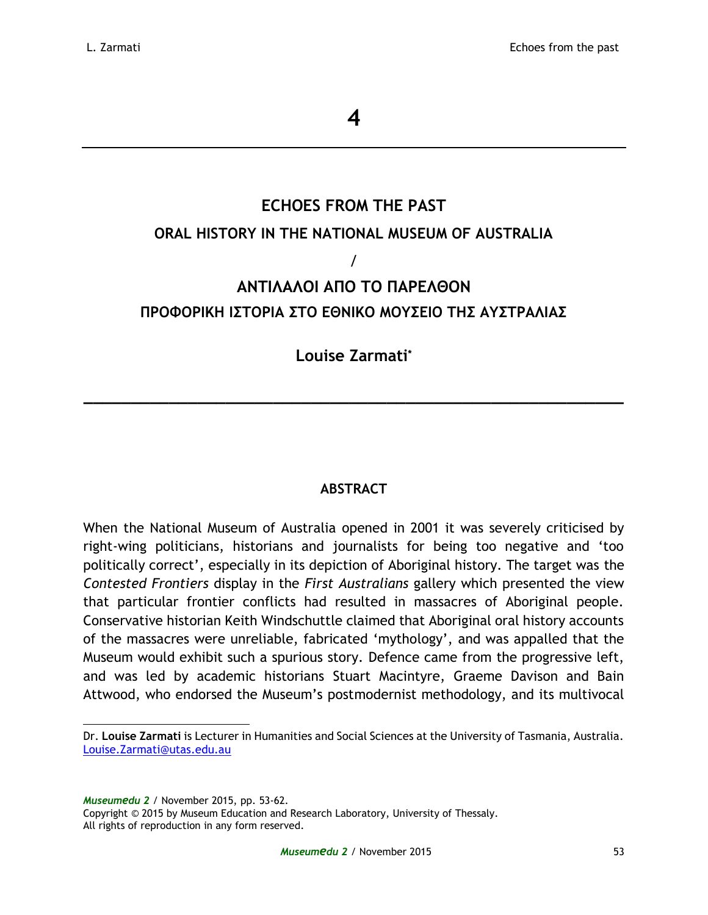# 4

## ECHOES FROM THE PAST

### ORAL HISTORY IN THE NATIONAL MUSEUM OF AUSTRALIA

/

## ΑΝΤΙΛΑΛΟΙ ΑΠΟ ΤΟ ΠΑΡΕΛΘΟΝ

### ΠΡΟΦΟΡΙΚΗ ΙΣΤΟΡΙΑ ΣΤΟ ΕΘΝΙΚΟ ΜΟΥΣΕΙΟ ΤΗΣ ΑΥΣΤΡΑΛΙΑΣ

**Louise Zarmati***

---

### ABSTRACT

When the National Museum of Australia opened in 2001 it was severely criticised by right-wing politicians, historians and journalists for being too negative and 'too politically correct', especially in its depiction of Aboriginal history. The target was the *Contested Frontiers* display in the *First Australians* gallery which presented the view that particular frontier conflicts had resulted in massacres of Aboriginal people. Conservative historian Keith Windschuttle claimed that Aboriginal oral history accounts of the massacres were unreliable, fabricated 'mythology', and was appalled that the Museum would exhibit such a spurious story. Defence came from the progressive left, and was led by academic historians Stuart Macintyre, Graeme Davison and Bain Attwood, who endorsed the Museum's postmodernist methodology, and its multivocal

---

Dr. **Louise Zarmati** is Lecturer in Humanities and Social Sciences at the University of Tasmania, Australia. Louise.Zarmati@utas.edu.au

*Museumedu 2* / November 2015, pp. 53-62.
Copyright © 2015 by Museum Education and Research Laboratory, University of Thessaly.
All rights of reproduction in any form reserved.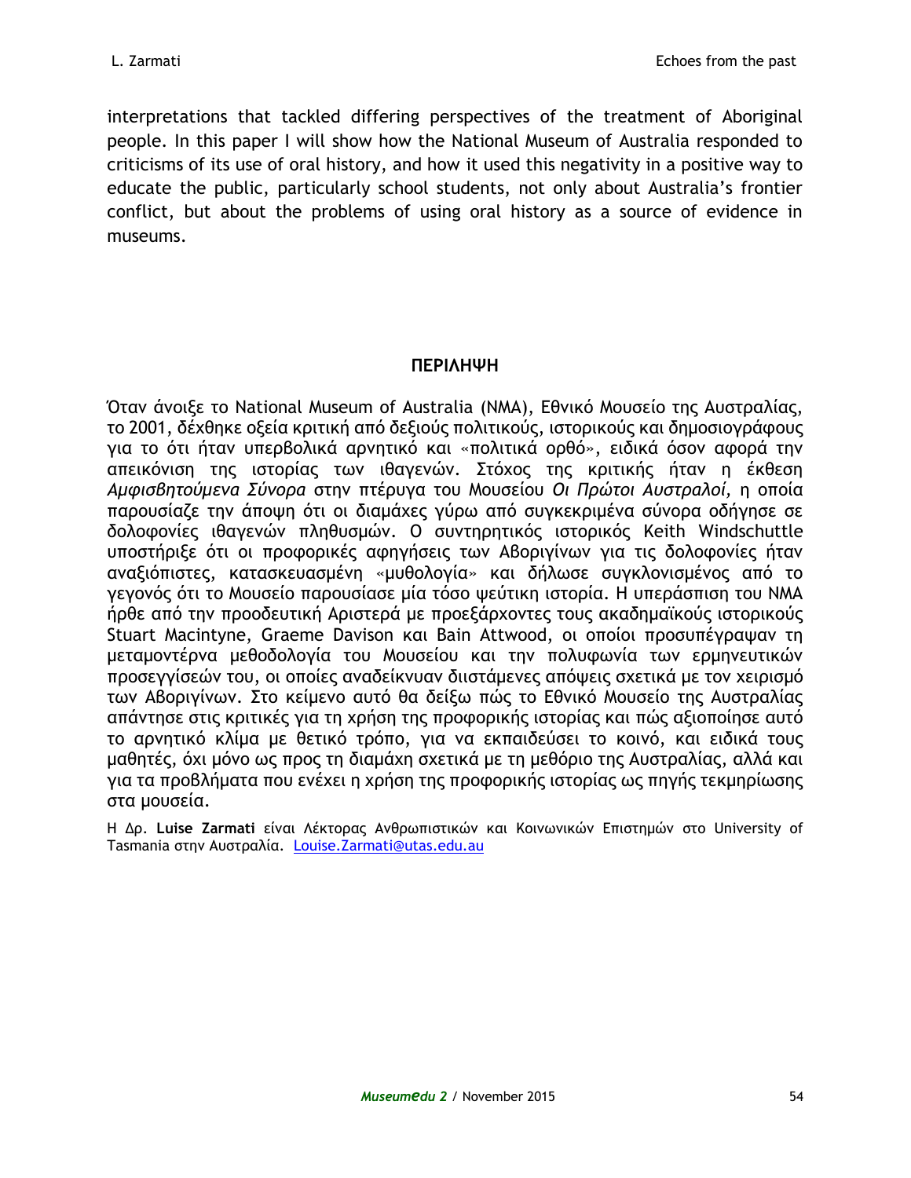interpretations that tackled differing perspectives of the treatment of Aboriginal people. In this paper I will show how the National Museum of Australia responded to criticisms of its use of oral history, and how it used this negativity in a positive way to educate the public, particularly school students, not only about Australia's frontier conflict, but about the problems of using oral history as a source of evidence in museums.

## ΠΕΡΙΛΗΨΗ

Όταν άνοιξε το National Museum of Australia (NMA), Εθνικό Μουσείο της Αυστραλίας, το 2001, δέχθηκε οξεία κριτική από δεξιούς πολιτικούς, ιστορικούς και δημοσιογράφους για το ότι ήταν υπερβολικά αρνητικό και «πολιτικά ορθό», ειδικά όσον αφορά την απεικόνιση της ιστορίας των ιθαγενών. Στόχος της κριτικής ήταν η έκθεση *Αμφισβητούμενα Σύνορα* στην πτέρυγα του Μουσείου *Οι Πρώτοι Αυστραλοί*, η οποία παρουσίαζε την άποψη ότι οι διαμάχες γύρω από συγκεκριμένα σύνορα οδήγησε σε δολοφονίες ιθαγενών πληθυσμών. Ο συντηρητικός ιστορικός Keith Windschuttle υποστήριξε ότι οι προφορικές αφηγήσεις των Αβοριγίνων για τις δολοφονίες ήταν αναξιόπιστες, κατασκευασμένη «μυθολογία» και δήλωσε συγκλονισμένος από το γεγονός ότι το Μουσείο παρουσίασε μία τόσο ψεύτικη ιστορία. Η υπεράσπιση του NMA ήρθε από την προοδευτική Αριστερά με προεξάρχοντες τους ακαδημαϊκούς ιστορικούς Stuart Macintyne, Graeme Davison και Bain Attwood, οι οποίοι προσυπέγραψαν τη μεταμοντέρνα μεθοδολογία του Μουσείου και την πολυφωνία των ερμηνευτικών προσεγγίσεών του, οι οποίες αναδείκνυαν διιστάμενες απόψεις σχετικά με τον χειρισμό των Αβοριγίνων. Στο κείμενο αυτό θα δείξω πώς το Εθνικό Μουσείο της Αυστραλίας απάντησε στις κριτικές για τη χρήση της προφορικής ιστορίας και πώς αξιοποίησε αυτό το αρνητικό κλίμα με θετικό τρόπο, για να εκπαιδεύσει το κοινό, και ειδικά τους μαθητές, όχι μόνο ως προς τη διαμάχη σχετικά με τη μεθόριο της Αυστραλίας, αλλά και για τα προβλήματα που ενέχει η χρήση της προφορικής ιστορίας ως πηγής τεκμηρίωσης στα μουσεία.

Η Δρ. **Luise Zarmati** είναι Λέκτορας Ανθρωπιστικών και Κοινωνικών Επιστημών στο University of Tasmania στην Αυστραλία. Louise.Zarmati@utas.edu.au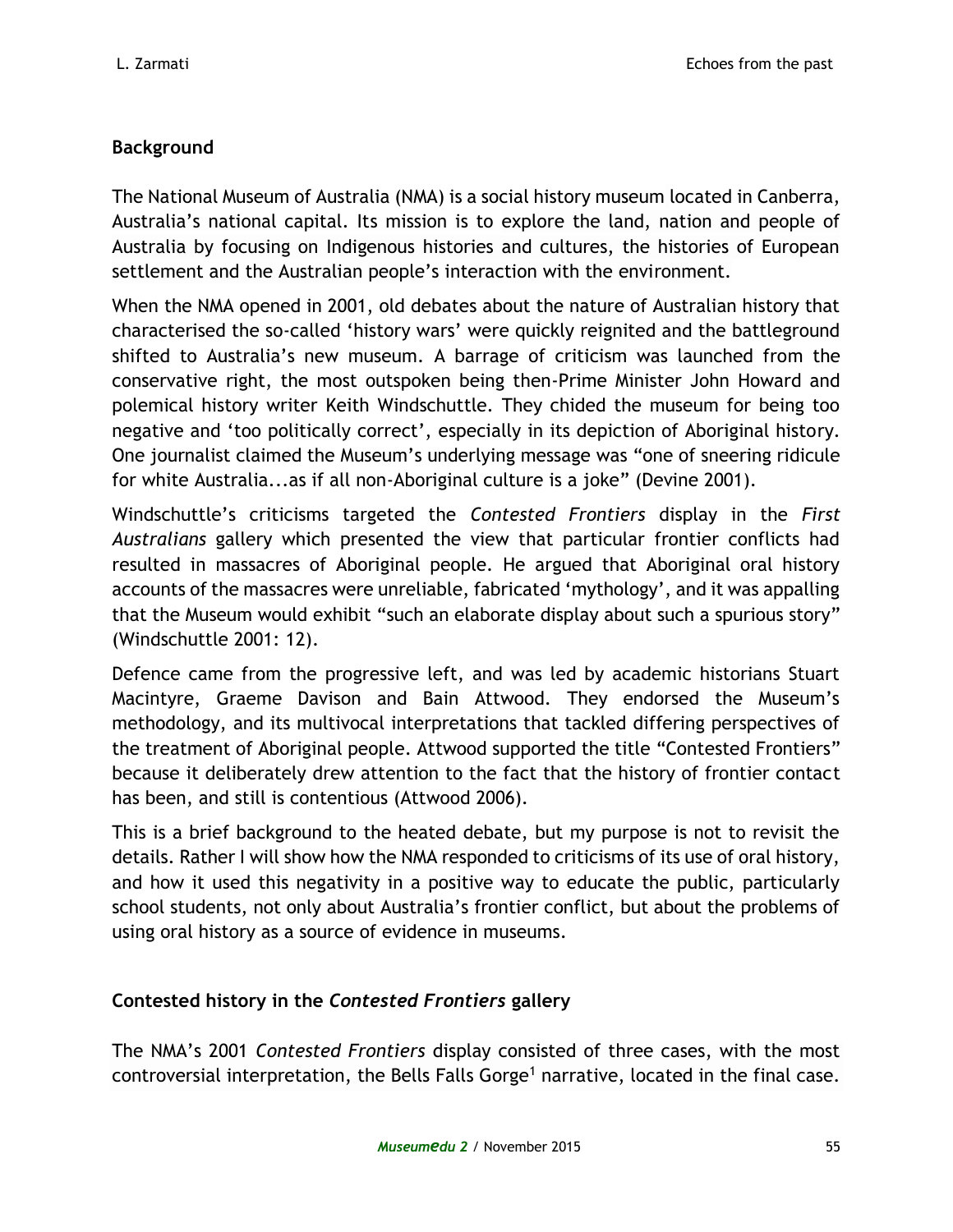## Background

The National Museum of Australia (NMA) is a social history museum located in Canberra, Australia's national capital. Its mission is to explore the land, nation and people of Australia by focusing on Indigenous histories and cultures, the histories of European settlement and the Australian people's interaction with the environment.

When the NMA opened in 2001, old debates about the nature of Australian history that characterised the so-called 'history wars' were quickly reignited and the battleground shifted to Australia's new museum. A barrage of criticism was launched from the conservative right, the most outspoken being then-Prime Minister John Howard and polemical history writer Keith Windschuttle. They chided the museum for being too negative and 'too politically correct', especially in its depiction of Aboriginal history. One journalist claimed the Museum's underlying message was "one of sneering ridicule for white Australia...as if all non-Aboriginal culture is a joke" (Devine 2001).

Windschuttle's criticisms targeted the *Contested Frontiers* display in the *First Australians* gallery which presented the view that particular frontier conflicts had resulted in massacres of Aboriginal people. He argued that Aboriginal oral history accounts of the massacres were unreliable, fabricated 'mythology', and it was appalling that the Museum would exhibit "such an elaborate display about such a spurious story" (Windschuttle 2001: 12).

Defence came from the progressive left, and was led by academic historians Stuart Macintyre, Graeme Davison and Bain Attwood. They endorsed the Museum's methodology, and its multivocal interpretations that tackled differing perspectives of the treatment of Aboriginal people. Attwood supported the title "Contested Frontiers" because it deliberately drew attention to the fact that the history of frontier contact has been, and still is contentious (Attwood 2006).

This is a brief background to the heated debate, but my purpose is not to revisit the details. Rather I will show how the NMA responded to criticisms of its use of oral history, and how it used this negativity in a positive way to educate the public, particularly school students, not only about Australia's frontier conflict, but about the problems of using oral history as a source of evidence in museums.

## Contested history in the *Contested Frontiers* gallery

The NMA's 2001 *Contested Frontiers* display consisted of three cases, with the most controversial interpretation, the Bells Falls Gorge[1] narrative, located in the final case.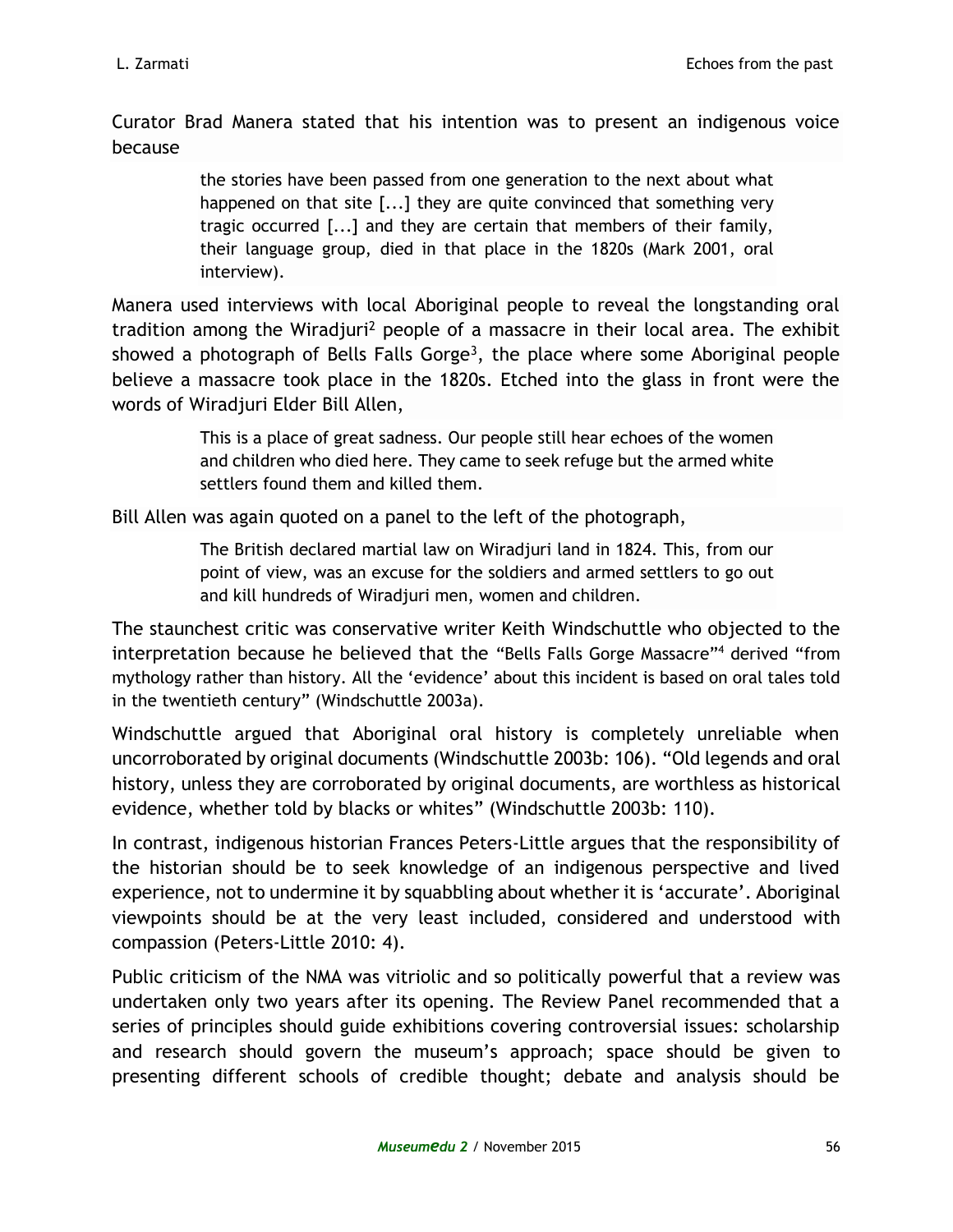Curator Brad Manera stated that his intention was to present an indigenous voice because

> the stories have been passed from one generation to the next about what happened on that site [...] they are quite convinced that something very tragic occurred [...] and they are certain that members of their family, their language group, died in that place in the 1820s (Mark 2001, oral interview).

Manera used interviews with local Aboriginal people to reveal the longstanding oral tradition among the Wiradjuri[2] people of a massacre in their local area. The exhibit showed a photograph of Bells Falls Gorge[3], the place where some Aboriginal people believe a massacre took place in the 1820s. Etched into the glass in front were the words of Wiradjuri Elder Bill Allen,

> This is a place of great sadness. Our people still hear echoes of the women and children who died here. They came to seek refuge but the armed white settlers found them and killed them.

Bill Allen was again quoted on a panel to the left of the photograph,

> The British declared martial law on Wiradjuri land in 1824. This, from our point of view, was an excuse for the soldiers and armed settlers to go out and kill hundreds of Wiradjuri men, women and children.

The staunchest critic was conservative writer Keith Windschuttle who objected to the interpretation because he believed that the "Bells Falls Gorge Massacre"[4] derived "from mythology rather than history. All the 'evidence' about this incident is based on oral tales told in the twentieth century" (Windschuttle 2003a).

Windschuttle argued that Aboriginal oral history is completely unreliable when uncorroborated by original documents (Windschuttle 2003b: 106). "Old legends and oral history, unless they are corroborated by original documents, are worthless as historical evidence, whether told by blacks or whites" (Windschuttle 2003b: 110).

In contrast, indigenous historian Frances Peters-Little argues that the responsibility of the historian should be to seek knowledge of an indigenous perspective and lived experience, not to undermine it by squabbling about whether it is 'accurate'. Aboriginal viewpoints should be at the very least included, considered and understood with compassion (Peters-Little 2010: 4).

Public criticism of the NMA was vitriolic and so politically powerful that a review was undertaken only two years after its opening. The Review Panel recommended that a series of principles should guide exhibitions covering controversial issues: scholarship and research should govern the museum's approach; space should be given to presenting different schools of credible thought; debate and analysis should be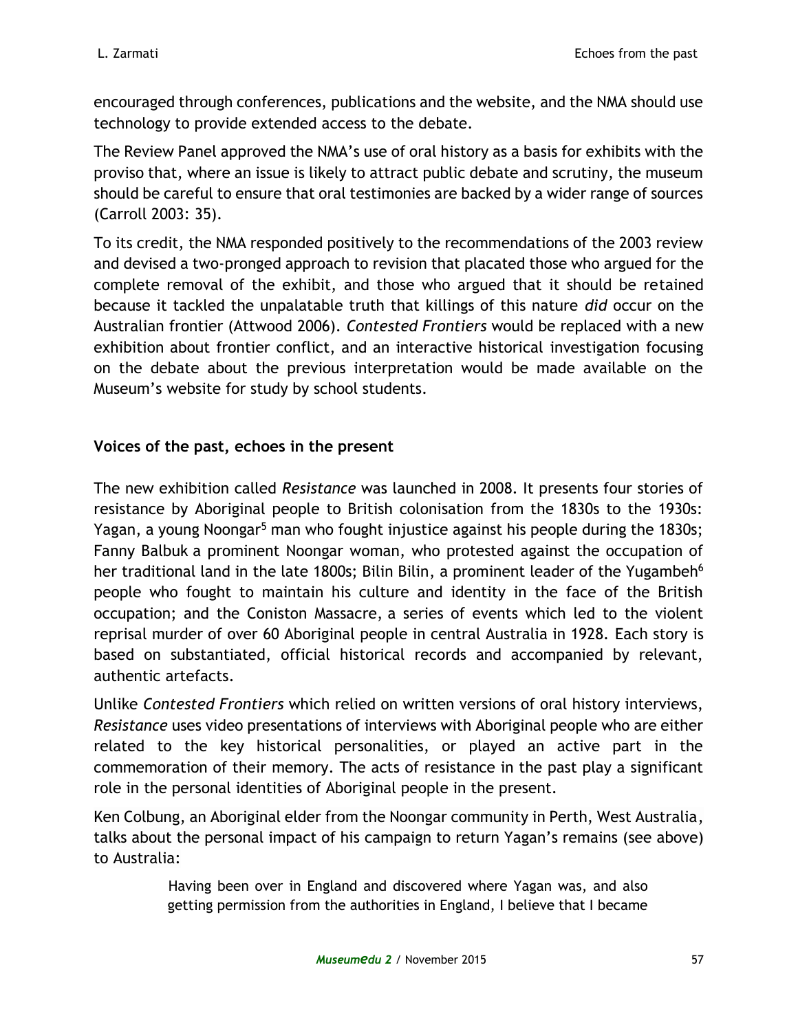encouraged through conferences, publications and the website, and the NMA should use technology to provide extended access to the debate.

The Review Panel approved the NMA's use of oral history as a basis for exhibits with the proviso that, where an issue is likely to attract public debate and scrutiny, the museum should be careful to ensure that oral testimonies are backed by a wider range of sources (Carroll 2003: 35).

To its credit, the NMA responded positively to the recommendations of the 2003 review and devised a two-pronged approach to revision that placated those who argued for the complete removal of the exhibit, and those who argued that it should be retained because it tackled the unpalatable truth that killings of this nature *did* occur on the Australian frontier (Attwood 2006). *Contested Frontiers* would be replaced with a new exhibition about frontier conflict, and an interactive historical investigation focusing on the debate about the previous interpretation would be made available on the Museum's website for study by school students.

### Voices of the past, echoes in the present

The new exhibition called *Resistance* was launched in 2008. It presents four stories of resistance by Aboriginal people to British colonisation from the 1830s to the 1930s: Yagan, a young Noongar[5] man who fought injustice against his people during the 1830s; Fanny Balbuk a prominent Noongar woman, who protested against the occupation of her traditional land in the late 1800s; Bilin Bilin, a prominent leader of the Yugambeh[6] people who fought to maintain his culture and identity in the face of the British occupation; and the Coniston Massacre, a series of events which led to the violent reprisal murder of over 60 Aboriginal people in central Australia in 1928. Each story is based on substantiated, official historical records and accompanied by relevant, authentic artefacts.

Unlike *Contested Frontiers* which relied on written versions of oral history interviews, *Resistance* uses video presentations of interviews with Aboriginal people who are either related to the key historical personalities, or played an active part in the commemoration of their memory. The acts of resistance in the past play a significant role in the personal identities of Aboriginal people in the present.

Ken Colbung, an Aboriginal elder from the Noongar community in Perth, West Australia, talks about the personal impact of his campaign to return Yagan's remains (see above) to Australia:

> Having been over in England and discovered where Yagan was, and also getting permission from the authorities in England, I believe that I became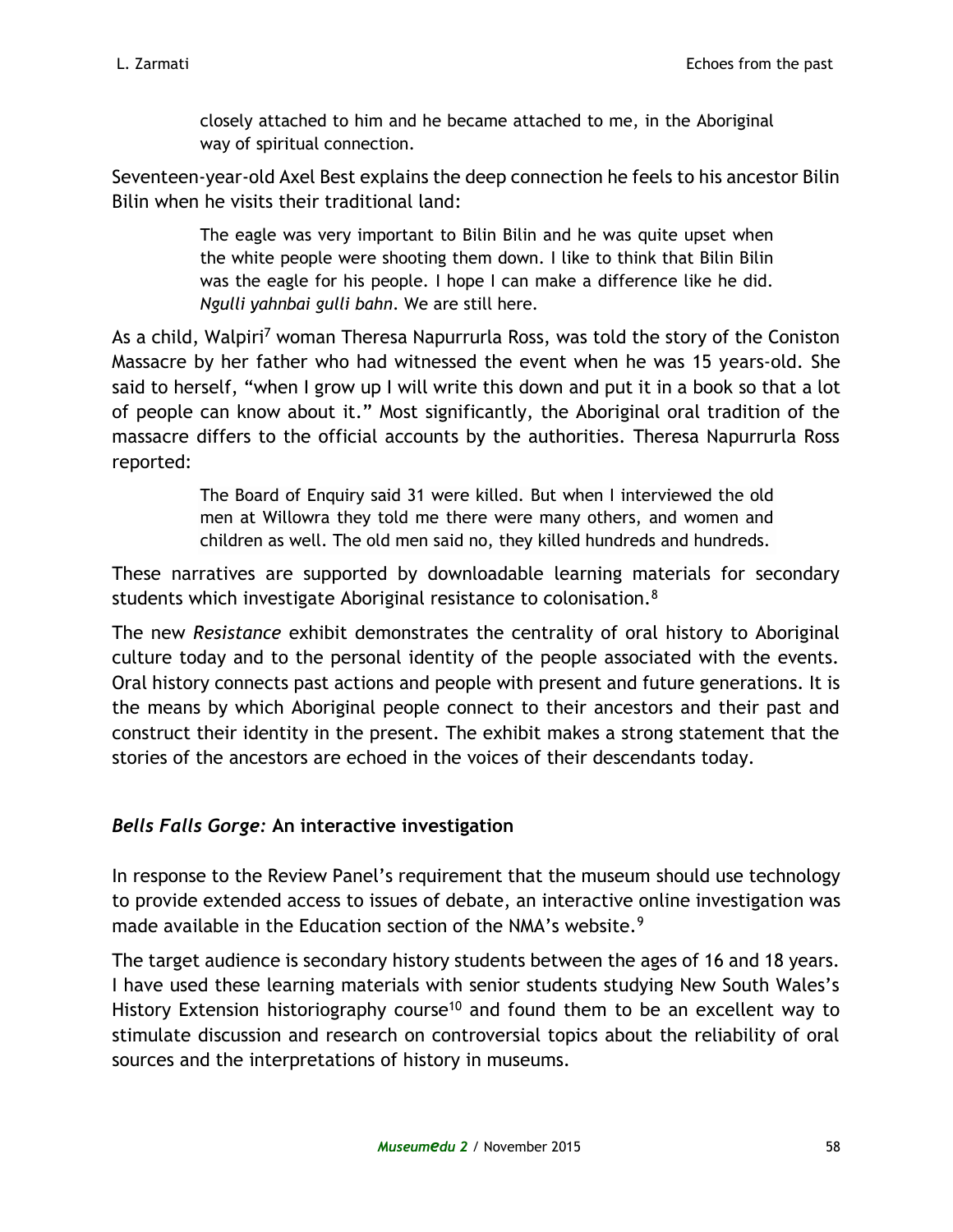> closely attached to him and he became attached to me, in the Aboriginal way of spiritual connection.

Seventeen-year-old Axel Best explains the deep connection he feels to his ancestor Bilin Bilin when he visits their traditional land:

> The eagle was very important to Bilin Bilin and he was quite upset when the white people were shooting them down. I like to think that Bilin Bilin was the eagle for his people. I hope I can make a difference like he did. *Ngulli yahnbai gulli bahn*. We are still here.

As a child, Walpiri[7] woman Theresa Napurrurla Ross, was told the story of the Coniston Massacre by her father who had witnessed the event when he was 15 years-old. She said to herself, "when I grow up I will write this down and put it in a book so that a lot of people can know about it." Most significantly, the Aboriginal oral tradition of the massacre differs to the official accounts by the authorities. Theresa Napurrurla Ross reported:

> The Board of Enquiry said 31 were killed. But when I interviewed the old men at Willowra they told me there were many others, and women and children as well. The old men said no, they killed hundreds and hundreds.

These narratives are supported by downloadable learning materials for secondary students which investigate Aboriginal resistance to colonisation.[8]

The new *Resistance* exhibit demonstrates the centrality of oral history to Aboriginal culture today and to the personal identity of the people associated with the events. Oral history connects past actions and people with present and future generations. It is the means by which Aboriginal people connect to their ancestors and their past and construct their identity in the present. The exhibit makes a strong statement that the stories of the ancestors are echoed in the voices of their descendants today.

### *Bells Falls Gorge:* An interactive investigation

In response to the Review Panel's requirement that the museum should use technology to provide extended access to issues of debate, an interactive online investigation was made available in the Education section of the NMA's website.[9]

The target audience is secondary history students between the ages of 16 and 18 years. I have used these learning materials with senior students studying New South Wales's History Extension historiography course[10] and found them to be an excellent way to stimulate discussion and research on controversial topics about the reliability of oral sources and the interpretations of history in museums.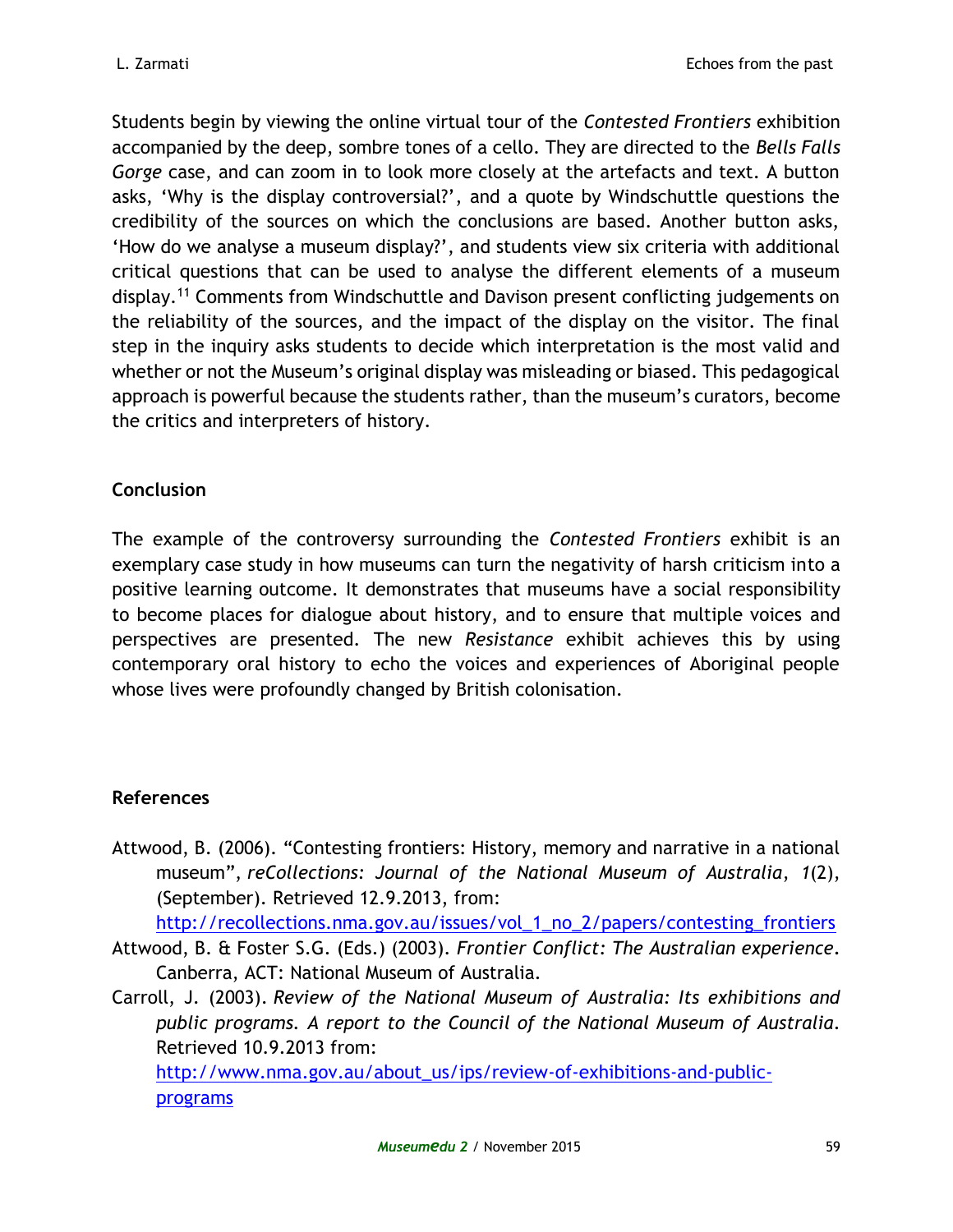Students begin by viewing the online virtual tour of the *Contested Frontiers* exhibition accompanied by the deep, sombre tones of a cello. They are directed to the *Bells Falls Gorge* case, and can zoom in to look more closely at the artefacts and text. A button asks, 'Why is the display controversial?', and a quote by Windschuttle questions the credibility of the sources on which the conclusions are based. Another button asks, 'How do we analyse a museum display?', and students view six criteria with additional critical questions that can be used to analyse the different elements of a museum display.[11] Comments from Windschuttle and Davison present conflicting judgements on the reliability of the sources, and the impact of the display on the visitor. The final step in the inquiry asks students to decide which interpretation is the most valid and whether or not the Museum's original display was misleading or biased. This pedagogical approach is powerful because the students rather, than the museum's curators, become the critics and interpreters of history.

## Conclusion

The example of the controversy surrounding the *Contested Frontiers* exhibit is an exemplary case study in how museums can turn the negativity of harsh criticism into a positive learning outcome. It demonstrates that museums have a social responsibility to become places for dialogue about history, and to ensure that multiple voices and perspectives are presented. The new *Resistance* exhibit achieves this by using contemporary oral history to echo the voices and experiences of Aboriginal people whose lives were profoundly changed by British colonisation.

## References

Attwood, B. (2006). "Contesting frontiers: History, memory and narrative in a national museum", *reCollections: Journal of the National Museum of Australia*, *1*(2), (September). Retrieved 12.9.2013, from: http://recollections.nma.gov.au/issues/vol_1_no_2/papers/contesting_frontiers

Attwood, B. & Foster S.G. (Eds.) (2003). *Frontier Conflict: The Australian experience*. Canberra, ACT: National Museum of Australia.

Carroll, J. (2003). *Review of the National Museum of Australia: Its exhibitions and public programs. A report to the Council of the National Museum of Australia*. Retrieved 10.9.2013 from: http://www.nma.gov.au/about_us/ips/review-of-exhibitions-and-public-programs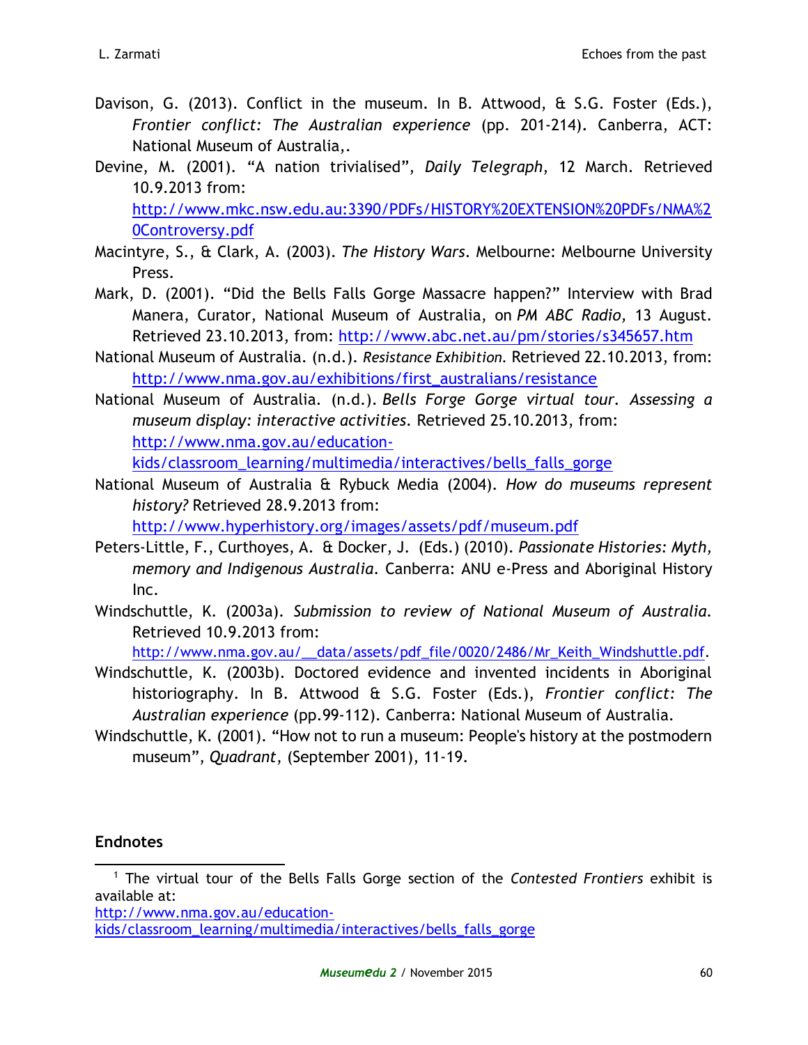Davison, G. (2013). Conflict in the museum. In B. Attwood, & S.G. Foster (Eds.), *Frontier conflict: The Australian experience* (pp. 201-214). Canberra, ACT: National Museum of Australia,.

Devine, M. (2001). "A nation trivialised", *Daily Telegraph*, 12 March. Retrieved 10.9.2013 from: http://www.mkc.nsw.edu.au:3390/PDFs/HISTORY%20EXTENSION%20PDFs/NMA%20Controversy.pdf

Macintyre, S., & Clark, A. (2003). *The History Wars*. Melbourne: Melbourne University Press.

Mark, D. (2001). "Did the Bells Falls Gorge Massacre happen?" Interview with Brad Manera, Curator, National Museum of Australia, on *PM ABC Radio*, 13 August. Retrieved 23.10.2013, from: http://www.abc.net.au/pm/stories/s345657.htm

National Museum of Australia. (n.d.). *Resistance Exhibition.* Retrieved 22.10.2013, from: http://www.nma.gov.au/exhibitions/first_australians/resistance

National Museum of Australia. (n.d.). *Bells Forge Gorge virtual tour. Assessing a museum display: interactive activities*. Retrieved 25.10.2013, from: http://www.nma.gov.au/education-kids/classroom_learning/multimedia/interactives/bells_falls_gorge

National Museum of Australia & Rybuck Media (2004). *How do museums represent history?* Retrieved 28.9.2013 from: http://www.hyperhistory.org/images/assets/pdf/museum.pdf

Peters-Little, F., Curthoyes, A. & Docker, J. (Eds.) (2010). *Passionate Histories: Myth, memory and Indigenous Australia*. Canberra: ANU e-Press and Aboriginal History Inc.

Windschuttle, K. (2003a). *Submission to review of National Museum of Australia.* Retrieved 10.9.2013 from: http://www.nma.gov.au/__data/assets/pdf_file/0020/2486/Mr_Keith_Windshuttle.pdf.

Windschuttle, K. (2003b). Doctored evidence and invented incidents in Aboriginal historiography. In B. Attwood & S.G. Foster (Eds.), *Frontier conflict: The Australian experience* (pp.99-112). Canberra: National Museum of Australia.

Windschuttle, K. (2001). "How not to run a museum: People's history at the postmodern museum", *Quadrant*, (September 2001), 11-19.

## Endnotes

[1] The virtual tour of the Bells Falls Gorge section of the *Contested Frontiers* exhibit is available at: http://www.nma.gov.au/education-kids/classroom_learning/multimedia/interactives/bells_falls_gorge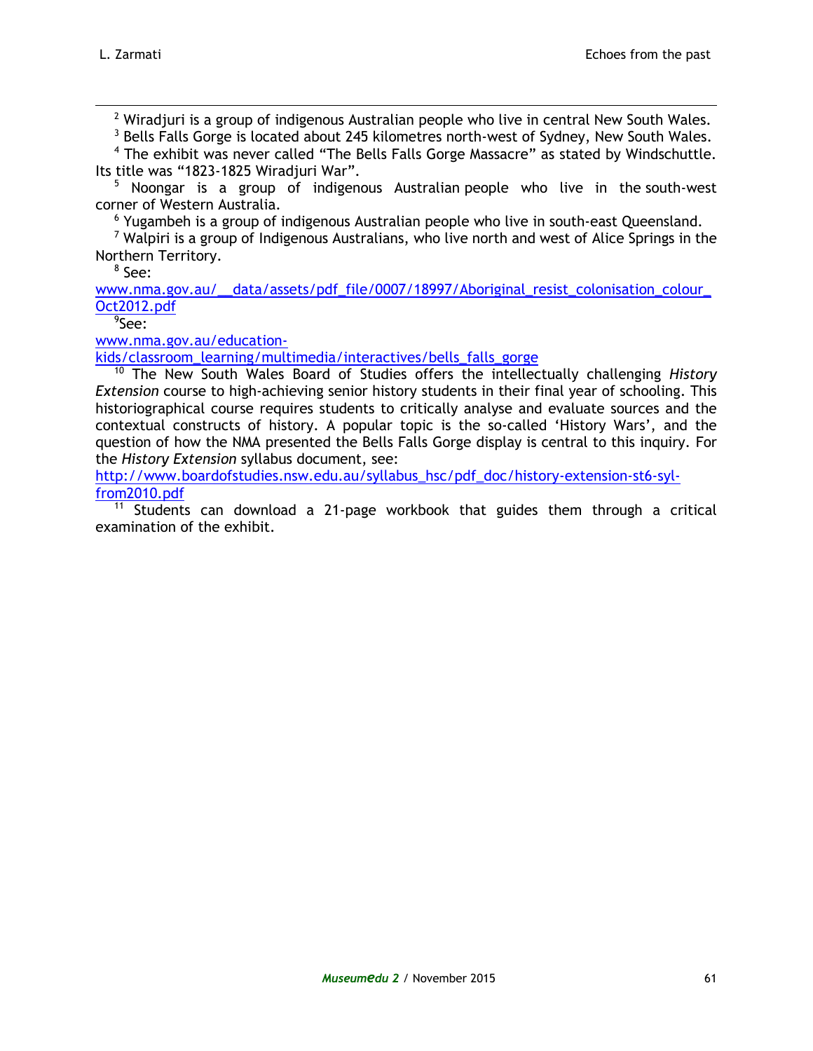[2] Wiradjuri is a group of indigenous Australian people who live in central New South Wales.

[3] Bells Falls Gorge is located about 245 kilometres north-west of Sydney, New South Wales.

[4] The exhibit was never called "The Bells Falls Gorge Massacre" as stated by Windschuttle. Its title was "1823-1825 Wiradjuri War".

[5] Noongar is a group of indigenous Australian people who live in the south-west corner of Western Australia.

[6] Yugambeh is a group of indigenous Australian people who live in south-east Queensland.

[7] Walpiri is a group of Indigenous Australians, who live north and west of Alice Springs in the Northern Territory.

[8] See: www.nma.gov.au/__data/assets/pdf_file/0007/18997/Aboriginal_resist_colonisation_colour_Oct2012.pdf

[9] See: www.nma.gov.au/education-kids/classroom_learning/multimedia/interactives/bells_falls_gorge

[10] The New South Wales Board of Studies offers the intellectually challenging *History Extension* course to high-achieving senior history students in their final year of schooling. This historiographical course requires students to critically analyse and evaluate sources and the contextual constructs of history. A popular topic is the so-called 'History Wars', and the question of how the NMA presented the Bells Falls Gorge display is central to this inquiry. For the *History Extension* syllabus document, see: http://www.boardofstudies.nsw.edu.au/syllabus_hsc/pdf_doc/history-extension-st6-syl-from2010.pdf

[11] Students can download a 21-page workbook that guides them through a critical examination of the exhibit.